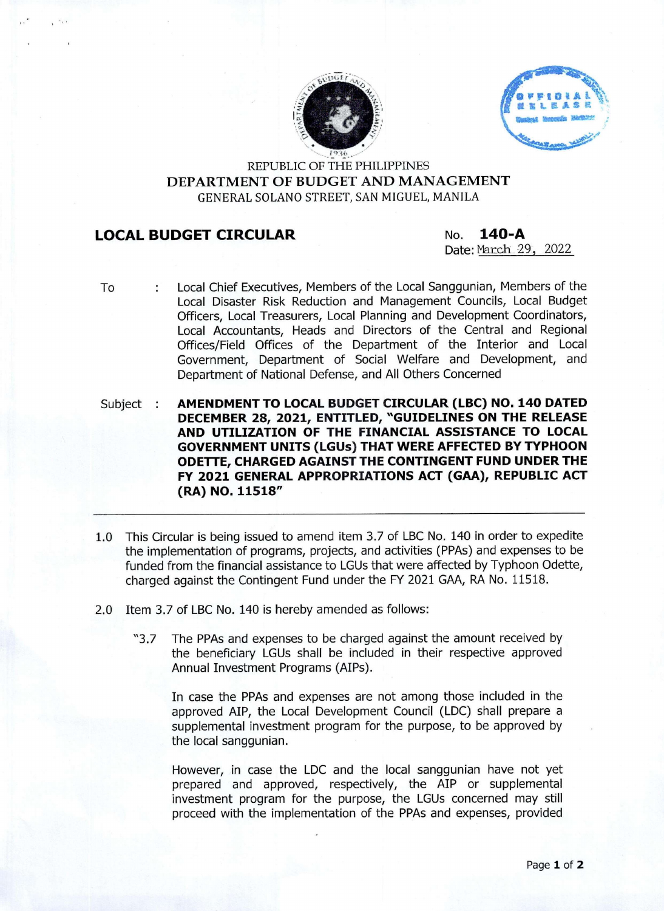REPUBLIC OF THE PHILIPPINES
**DEPARTMENT OF BUDGET AND MANAGEMENT**
GENERAL SOLANO STREET, SAN MIGUEL, MANILA

**LOCAL BUDGET CIRCULAR** No. **140-A**
Date: March 29, 2022

To : Local Chief Executives, Members of the Local Sanggunian, Members of the Local Disaster Risk Reduction and Management Councils, Local Budget Officers, Local Treasurers, Local Planning and Development Coordinators, Local Accountants, Heads and Directors of the Central and Regional Offices/Field Offices of the Department of the Interior and Local Government, Department of Social Welfare and Development, and Department of National Defense, and All Others Concerned

Subject : **AMENDMENT TO LOCAL BUDGET CIRCULAR (LBC) NO. 140 DATED DECEMBER 28, 2021, ENTITLED, "GUIDELINES ON THE RELEASE AND UTILIZATION OF THE FINANCIAL ASSISTANCE TO LOCAL GOVERNMENT UNITS (LGUs) THAT WERE AFFECTED BY TYPHOON ODETTE, CHARGED AGAINST THE CONTINGENT FUND UNDER THE FY 2021 GENERAL APPROPRIATIONS ACT (GAA), REPUBLIC ACT (RA) NO. 11518"**

---

1.0 This Circular is being issued to amend item 3.7 of LBC No. 140 in order to expedite the implementation of programs, projects, and activities (PPAs) and expenses to be funded from the financial assistance to LGUs that were affected by Typhoon Odette, charged against the Contingent Fund under the FY 2021 GAA, RA No. 11518.

2.0 Item 3.7 of LBC No. 140 is hereby amended as follows:

"3.7 The PPAs and expenses to be charged against the amount received by the beneficiary LGUs shall be included in their respective approved Annual Investment Programs (AIPs).

In case the PPAs and expenses are not among those included in the approved AIP, the Local Development Council (LDC) shall prepare a supplemental investment program for the purpose, to be approved by the local sanggunian.

However, in case the LDC and the local sanggunian have not yet prepared and approved, respectively, the AIP or supplemental investment program for the purpose, the LGUs concerned may still proceed with the implementation of the PPAs and expenses, provided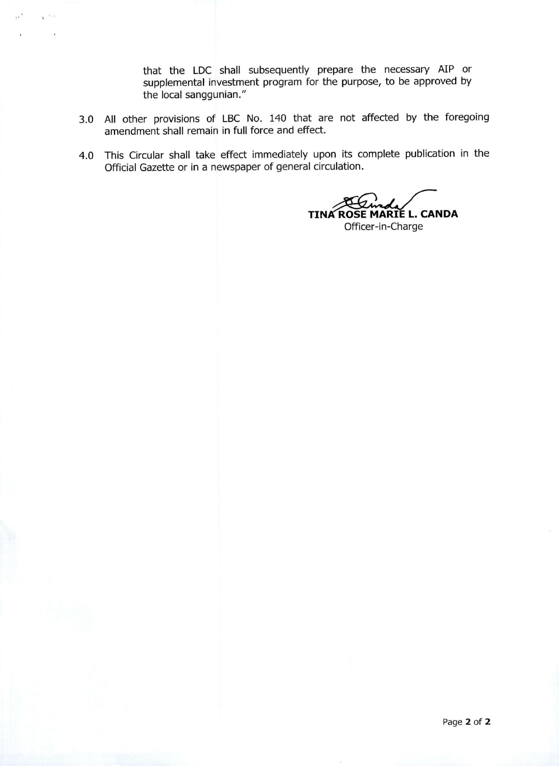that the LDC shall subsequently prepare the necessary AIP or supplemental investment program for the purpose, to be approved by the local sanggunian."

3.0 All other provisions of LBC No. 140 that are not affected by the foregoing amendment shall remain in full force and effect.

4.0 This Circular shall take effect immediately upon its complete publication in the Official Gazette or in a newspaper of general circulation.

**TINA ROSE MARIE L. CANDA**
Officer-in-Charge